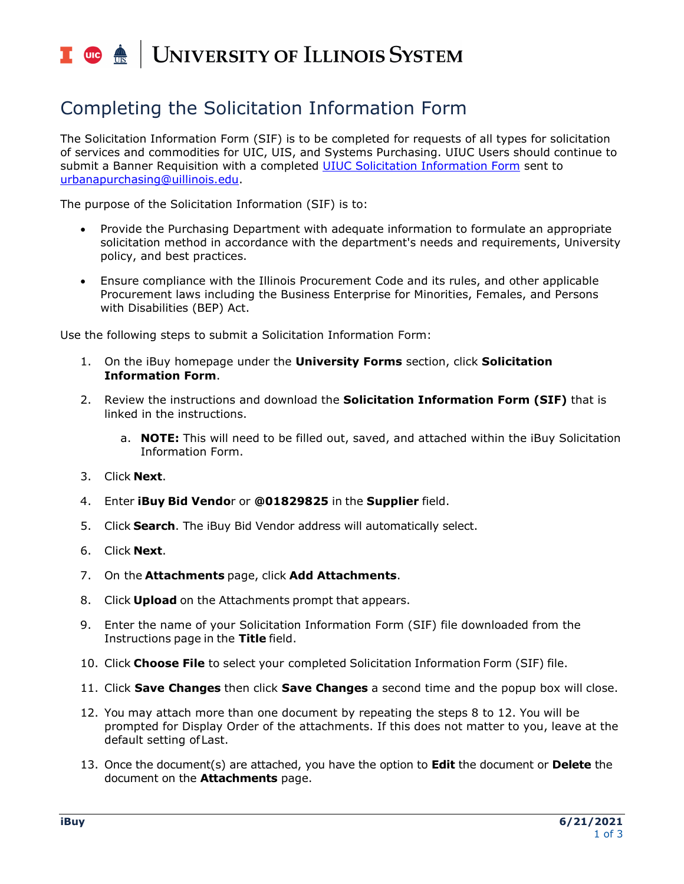# Completing the Solicitation Information Form

The Solicitation Information Form (SIF) is to be completed for requests of all types for solicitation of services and commodities for UIC, UIS, and Systems Purchasing. UIUC Users should continue to submit a Banner Requisition with a completed [UIUC Solicitation Information Form](#) sent to [urbanapurchasing@uillinois.edu](mailto:urbanapurchasing@uillinois.edu).

The purpose of the Solicitation Information (SIF) is to:

- Provide the Purchasing Department with adequate information to formulate an appropriate solicitation method in accordance with the department's needs and requirements, University policy, and best practices.
- Ensure compliance with the Illinois Procurement Code and its rules, and other applicable Procurement laws including the Business Enterprise for Minorities, Females, and Persons with Disabilities (BEP) Act.

Use the following steps to submit a Solicitation Information Form:

1. On the iBuy homepage under the **University Forms** section, click **Solicitation Information Form**.
2. Review the instructions and download the **Solicitation Information Form (SIF)** that is linked in the instructions.
   a. **NOTE:** This will need to be filled out, saved, and attached within the iBuy Solicitation Information Form.
3. Click **Next**.
4. Enter **iBuy Bid Vendo**r or **@01829825** in the **Supplier** field.
5. Click **Search**. The iBuy Bid Vendor address will automatically select.
6. Click **Next**.
7. On the **Attachments** page, click **Add Attachments**.
8. Click **Upload** on the Attachments prompt that appears.
9. Enter the name of your Solicitation Information Form (SIF) file downloaded from the Instructions page in the **Title** field.
10. Click **Choose File** to select your completed Solicitation Information Form (SIF) file.
11. Click **Save Changes** then click **Save Changes** a second time and the popup box will close.
12. You may attach more than one document by repeating the steps 8 to 12. You will be prompted for Display Order of the attachments. If this does not matter to you, leave at the default setting of Last.
13. Once the document(s) are attached, you have the option to **Edit** the document or **Delete** the document on the **Attachments** page.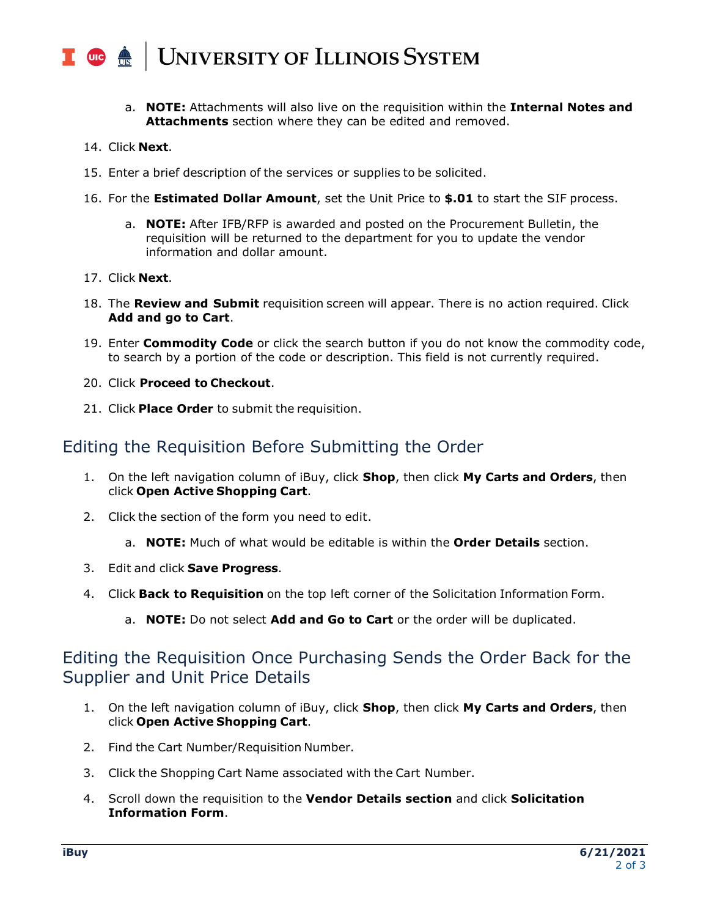a. **NOTE:** Attachments will also live on the requisition within the **Internal Notes and Attachments** section where they can be edited and removed.

14. Click **Next**.
15. Enter a brief description of the services or supplies to be solicited.
16. For the **Estimated Dollar Amount**, set the Unit Price to **$.01** to start the SIF process.
    a. **NOTE:** After IFB/RFP is awarded and posted on the Procurement Bulletin, the requisition will be returned to the department for you to update the vendor information and dollar amount.
17. Click **Next**.
18. The **Review and Submit** requisition screen will appear. There is no action required. Click **Add and go to Cart**.
19. Enter **Commodity Code** or click the search button if you do not know the commodity code, to search by a portion of the code or description. This field is not currently required.
20. Click **Proceed to Checkout**.
21. Click **Place Order** to submit the requisition.

## Editing the Requisition Before Submitting the Order

1. On the left navigation column of iBuy, click **Shop**, then click **My Carts and Orders**, then click **Open Active Shopping Cart**.
2. Click the section of the form you need to edit.
   a. **NOTE:** Much of what would be editable is within the **Order Details** section.
3. Edit and click **Save Progress**.
4. Click **Back to Requisition** on the top left corner of the Solicitation Information Form.
   a. **NOTE:** Do not select **Add and Go to Cart** or the order will be duplicated.

## Editing the Requisition Once Purchasing Sends the Order Back for the Supplier and Unit Price Details

1. On the left navigation column of iBuy, click **Shop**, then click **My Carts and Orders**, then click **Open Active Shopping Cart**.
2. Find the Cart Number/Requisition Number.
3. Click the Shopping Cart Name associated with the Cart Number.
4. Scroll down the requisition to the **Vendor Details section** and click **Solicitation Information Form**.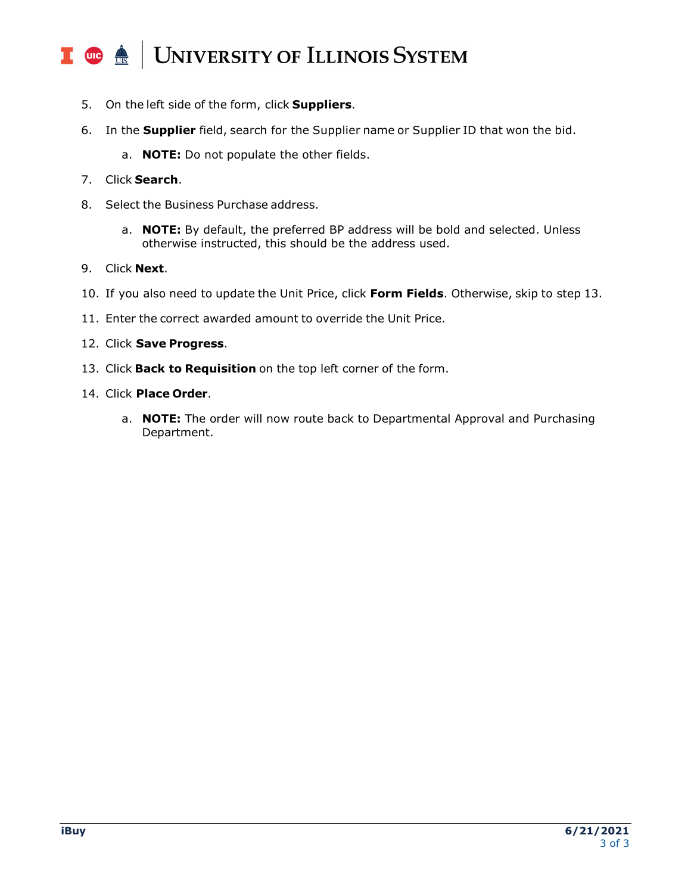5. On the left side of the form, click **Suppliers**.
6. In the **Supplier** field, search for the Supplier name or Supplier ID that won the bid.
   a. **NOTE:** Do not populate the other fields.
7. Click **Search**.
8. Select the Business Purchase address.
   a. **NOTE:** By default, the preferred BP address will be bold and selected. Unless otherwise instructed, this should be the address used.
9. Click **Next**.
10. If you also need to update the Unit Price, click **Form Fields**. Otherwise, skip to step 13.
11. Enter the correct awarded amount to override the Unit Price.
12. Click **Save Progress**.
13. Click **Back to Requisition** on the top left corner of the form.
14. Click **Place Order**.
    a. **NOTE:** The order will now route back to Departmental Approval and Purchasing Department.